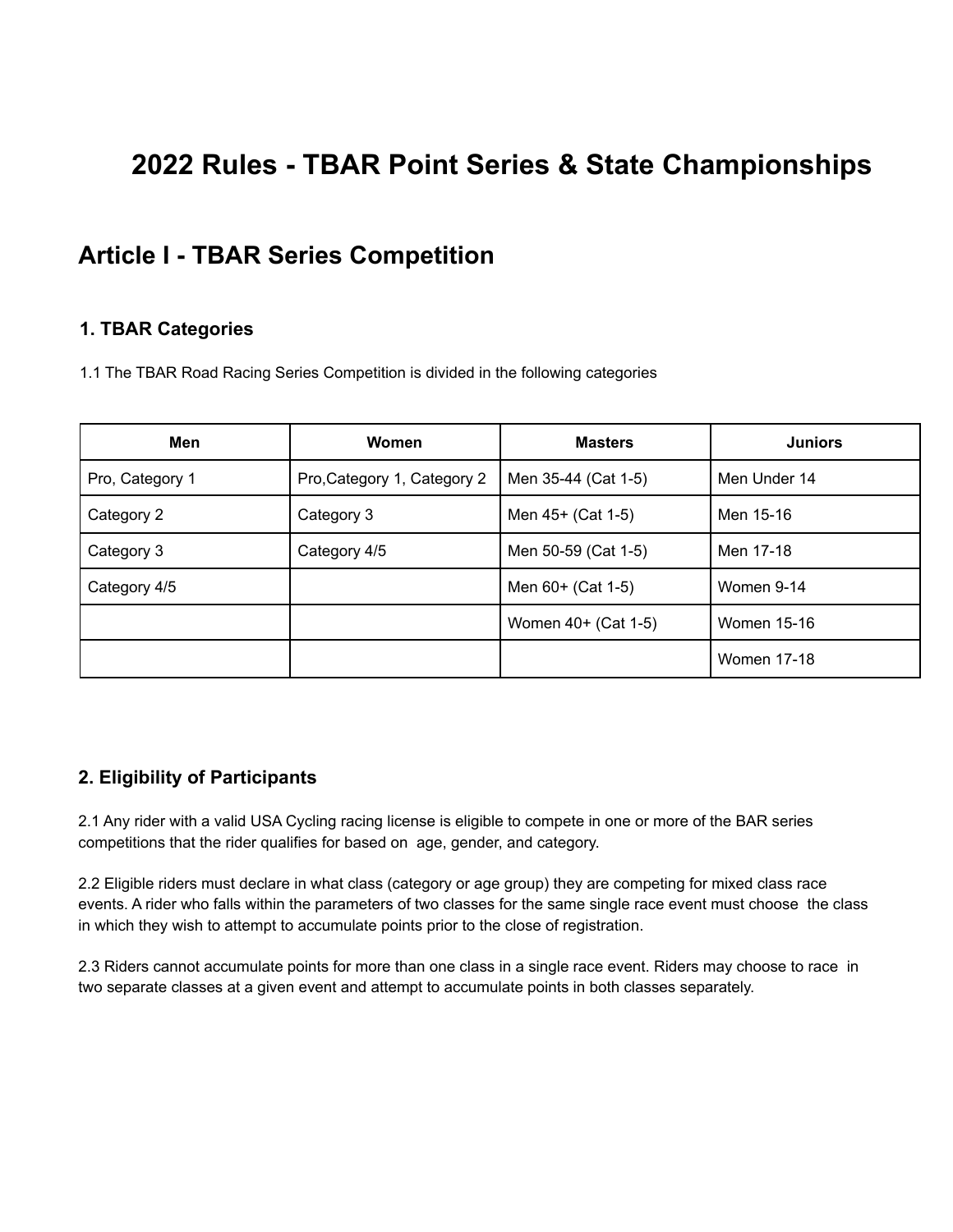# 2022 Rules - TBAR Point Series & State Championships

## Article I - TBAR Series Competition

### 1. TBAR Categories

1.1 The TBAR Road Racing Series Competition is divided in the following categories

| Men | Women | Masters | Juniors |
|---|---|---|---|
| Pro, Category 1 | Pro,Category 1, Category 2 | Men 35-44 (Cat 1-5) | Men Under 14 |
| Category 2 | Category 3 | Men 45+ (Cat 1-5) | Men 15-16 |
| Category 3 | Category 4/5 | Men 50-59 (Cat 1-5) | Men 17-18 |
| Category 4/5 | | Men 60+ (Cat 1-5) | Women 9-14 |
| | | Women 40+ (Cat 1-5) | Women 15-16 |
| | | | Women 17-18 |

### 2. Eligibility of Participants

2.1 Any rider with a valid USA Cycling racing license is eligible to compete in one or more of the BAR series competitions that the rider qualifies for based on age, gender, and category.

2.2 Eligible riders must declare in what class (category or age group) they are competing for mixed class race events. A rider who falls within the parameters of two classes for the same single race event must choose the class in which they wish to attempt to accumulate points prior to the close of registration.

2.3 Riders cannot accumulate points for more than one class in a single race event. Riders may choose to race in two separate classes at a given event and attempt to accumulate points in both classes separately.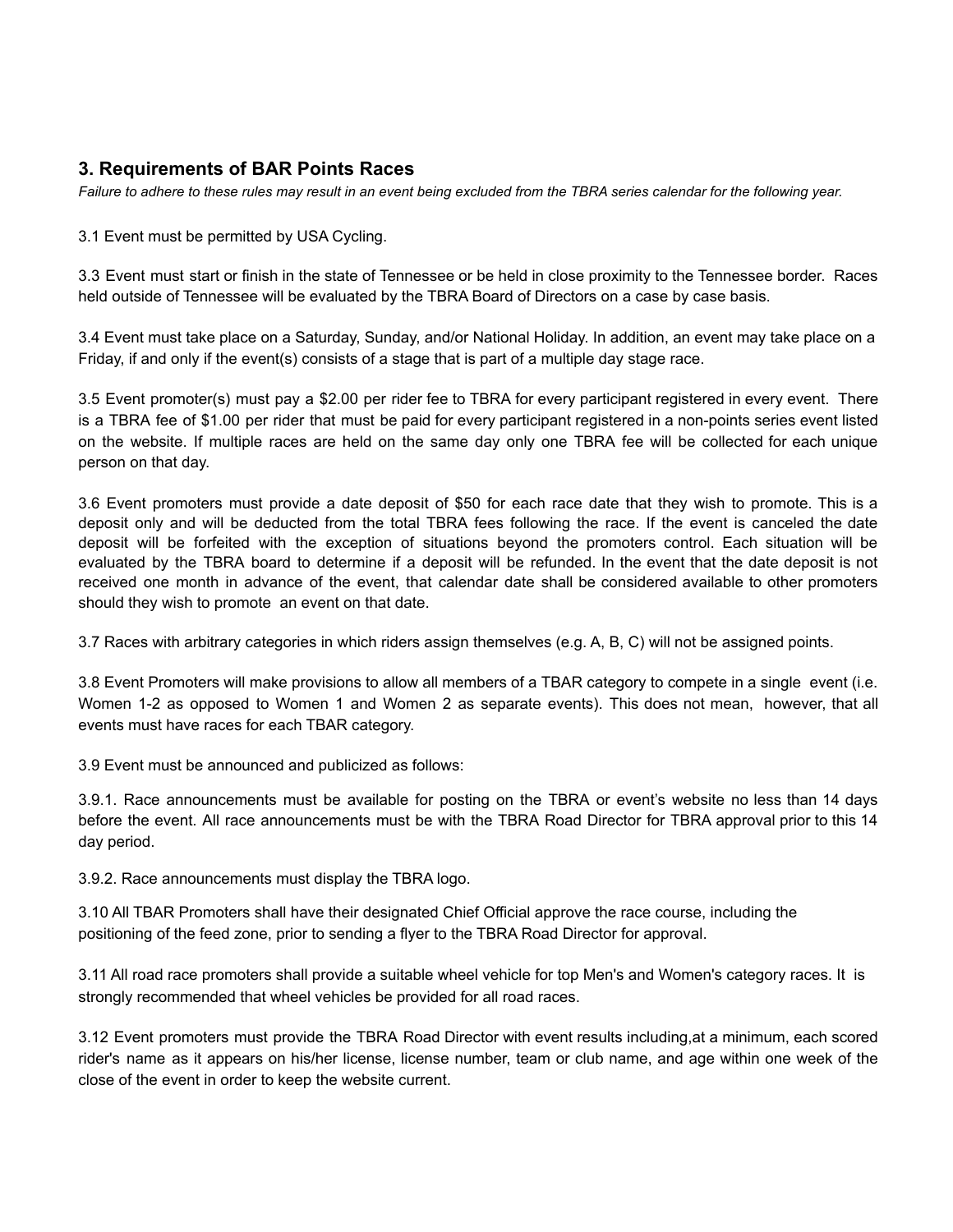## 3. Requirements of BAR Points Races

*Failure to adhere to these rules may result in an event being excluded from the TBRA series calendar for the following year.*

3.1 Event must be permitted by USA Cycling.

3.3 Event must start or finish in the state of Tennessee or be held in close proximity to the Tennessee border. Races held outside of Tennessee will be evaluated by the TBRA Board of Directors on a case by case basis.

3.4 Event must take place on a Saturday, Sunday, and/or National Holiday. In addition, an event may take place on a Friday, if and only if the event(s) consists of a stage that is part of a multiple day stage race.

3.5 Event promoter(s) must pay a $2.00 per rider fee to TBRA for every participant registered in every event. There is a TBRA fee of $1.00 per rider that must be paid for every participant registered in a non-points series event listed on the website. If multiple races are held on the same day only one TBRA fee will be collected for each unique person on that day.

3.6 Event promoters must provide a date deposit of $50 for each race date that they wish to promote. This is a deposit only and will be deducted from the total TBRA fees following the race. If the event is canceled the date deposit will be forfeited with the exception of situations beyond the promoters control. Each situation will be evaluated by the TBRA board to determine if a deposit will be refunded. In the event that the date deposit is not received one month in advance of the event, that calendar date shall be considered available to other promoters should they wish to promote an event on that date.

3.7 Races with arbitrary categories in which riders assign themselves (e.g. A, B, C) will not be assigned points.

3.8 Event Promoters will make provisions to allow all members of a TBAR category to compete in a single event (i.e. Women 1-2 as opposed to Women 1 and Women 2 as separate events). This does not mean, however, that all events must have races for each TBAR category.

3.9 Event must be announced and publicized as follows:

3.9.1. Race announcements must be available for posting on the TBRA or event's website no less than 14 days before the event. All race announcements must be with the TBRA Road Director for TBRA approval prior to this 14 day period.

3.9.2. Race announcements must display the TBRA logo.

3.10 All TBAR Promoters shall have their designated Chief Official approve the race course, including the positioning of the feed zone, prior to sending a flyer to the TBRA Road Director for approval.

3.11 All road race promoters shall provide a suitable wheel vehicle for top Men's and Women's category races. It is strongly recommended that wheel vehicles be provided for all road races.

3.12 Event promoters must provide the TBRA Road Director with event results including,at a minimum, each scored rider's name as it appears on his/her license, license number, team or club name, and age within one week of the close of the event in order to keep the website current.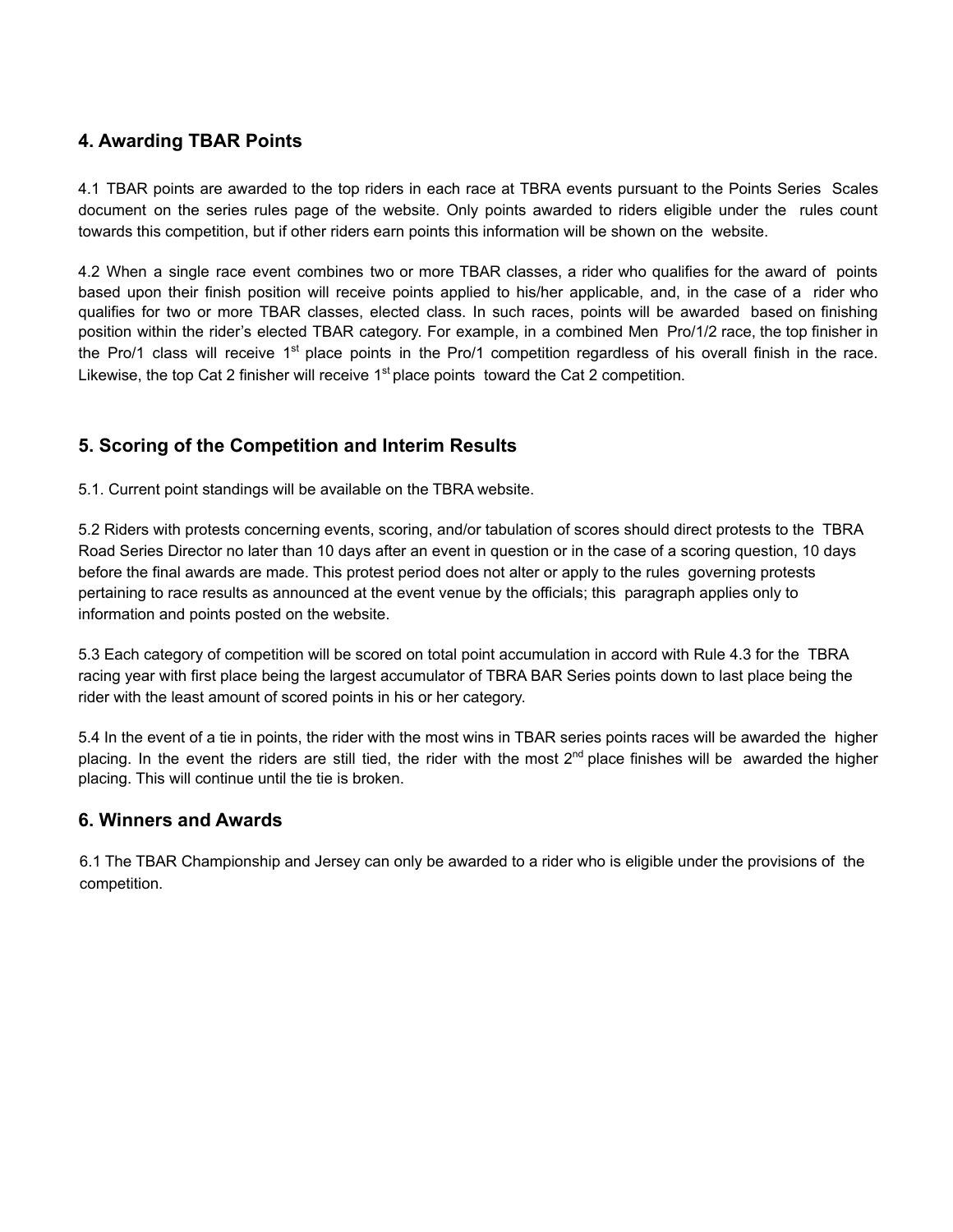## 4. Awarding TBAR Points

4.1 TBAR points are awarded to the top riders in each race at TBRA events pursuant to the Points Series Scales document on the series rules page of the website. Only points awarded to riders eligible under the rules count towards this competition, but if other riders earn points this information will be shown on the website.

4.2 When a single race event combines two or more TBAR classes, a rider who qualifies for the award of points based upon their finish position will receive points applied to his/her applicable, and, in the case of a rider who qualifies for two or more TBAR classes, elected class. In such races, points will be awarded based on finishing position within the rider's elected TBAR category. For example, in a combined Men Pro/1/2 race, the top finisher in the Pro/1 class will receive 1st place points in the Pro/1 competition regardless of his overall finish in the race. Likewise, the top Cat 2 finisher will receive 1st place points toward the Cat 2 competition.

## 5. Scoring of the Competition and Interim Results

5.1. Current point standings will be available on the TBRA website.

5.2 Riders with protests concerning events, scoring, and/or tabulation of scores should direct protests to the TBRA Road Series Director no later than 10 days after an event in question or in the case of a scoring question, 10 days before the final awards are made. This protest period does not alter or apply to the rules governing protests pertaining to race results as announced at the event venue by the officials; this paragraph applies only to information and points posted on the website.

5.3 Each category of competition will be scored on total point accumulation in accord with Rule 4.3 for the TBRA racing year with first place being the largest accumulator of TBRA BAR Series points down to last place being the rider with the least amount of scored points in his or her category.

5.4 In the event of a tie in points, the rider with the most wins in TBAR series points races will be awarded the higher placing. In the event the riders are still tied, the rider with the most 2nd place finishes will be awarded the higher placing. This will continue until the tie is broken.

## 6. Winners and Awards

6.1 The TBAR Championship and Jersey can only be awarded to a rider who is eligible under the provisions of the competition.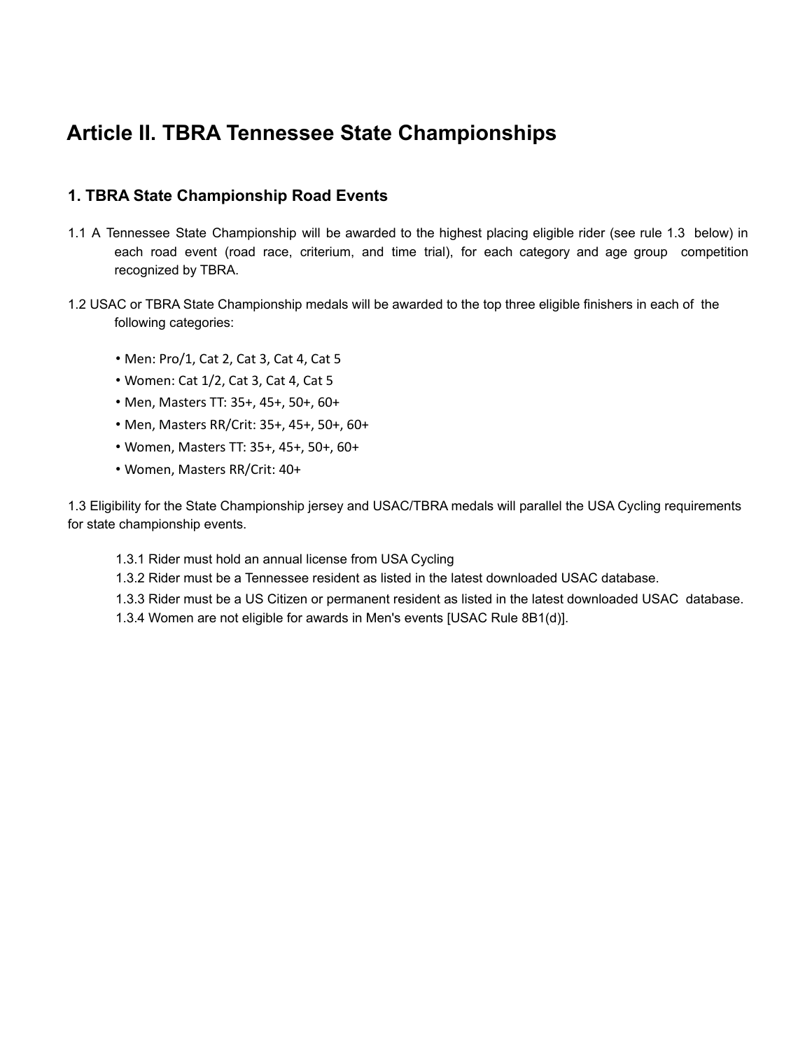# Article II. TBRA Tennessee State Championships

## 1. TBRA State Championship Road Events

1.1 A Tennessee State Championship will be awarded to the highest placing eligible rider (see rule 1.3 below) in each road event (road race, criterium, and time trial), for each category and age group competition recognized by TBRA.

1.2 USAC or TBRA State Championship medals will be awarded to the top three eligible finishers in each of the following categories:

- Men: Pro/1, Cat 2, Cat 3, Cat 4, Cat 5
- Women: Cat 1/2, Cat 3, Cat 4, Cat 5
- Men, Masters TT: 35+, 45+, 50+, 60+
- Men, Masters RR/Crit: 35+, 45+, 50+, 60+
- Women, Masters TT: 35+, 45+, 50+, 60+
- Women, Masters RR/Crit: 40+

1.3 Eligibility for the State Championship jersey and USAC/TBRA medals will parallel the USA Cycling requirements for state championship events.

1.3.1 Rider must hold an annual license from USA Cycling

1.3.2 Rider must be a Tennessee resident as listed in the latest downloaded USAC database.

1.3.3 Rider must be a US Citizen or permanent resident as listed in the latest downloaded USAC database.

1.3.4 Women are not eligible for awards in Men's events [USAC Rule 8B1(d)].